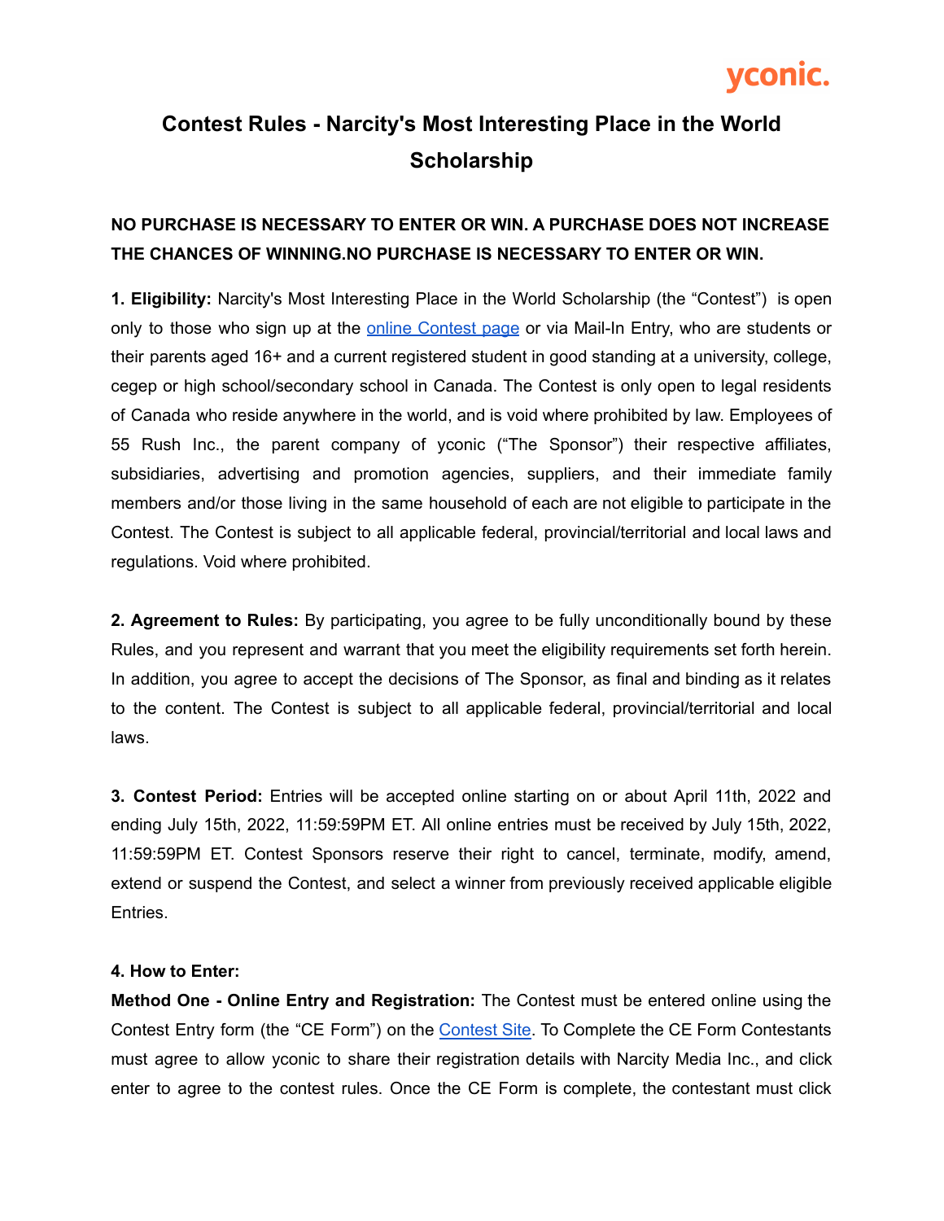yconic.

# Contest Rules - Narcity's Most Interesting Place in the World Scholarship

**NO PURCHASE IS NECESSARY TO ENTER OR WIN. A PURCHASE DOES NOT INCREASE THE CHANCES OF WINNING.NO PURCHASE IS NECESSARY TO ENTER OR WIN.**

**1. Eligibility:** Narcity's Most Interesting Place in the World Scholarship (the "Contest") is open only to those who sign up at the online Contest page or via Mail-In Entry, who are students or their parents aged 16+ and a current registered student in good standing at a university, college, cegep or high school/secondary school in Canada. The Contest is only open to legal residents of Canada who reside anywhere in the world, and is void where prohibited by law. Employees of 55 Rush Inc., the parent company of yconic ("The Sponsor") their respective affiliates, subsidiaries, advertising and promotion agencies, suppliers, and their immediate family members and/or those living in the same household of each are not eligible to participate in the Contest. The Contest is subject to all applicable federal, provincial/territorial and local laws and regulations. Void where prohibited.

**2. Agreement to Rules:** By participating, you agree to be fully unconditionally bound by these Rules, and you represent and warrant that you meet the eligibility requirements set forth herein. In addition, you agree to accept the decisions of The Sponsor, as final and binding as it relates to the content. The Contest is subject to all applicable federal, provincial/territorial and local laws.

**3. Contest Period:** Entries will be accepted online starting on or about April 11th, 2022 and ending July 15th, 2022, 11:59:59PM ET. All online entries must be received by July 15th, 2022, 11:59:59PM ET. Contest Sponsors reserve their right to cancel, terminate, modify, amend, extend or suspend the Contest, and select a winner from previously received applicable eligible Entries.

**4. How to Enter:**

**Method One - Online Entry and Registration:** The Contest must be entered online using the Contest Entry form (the "CE Form") on the Contest Site. To Complete the CE Form Contestants must agree to allow yconic to share their registration details with Narcity Media Inc., and click enter to agree to the contest rules. Once the CE Form is complete, the contestant must click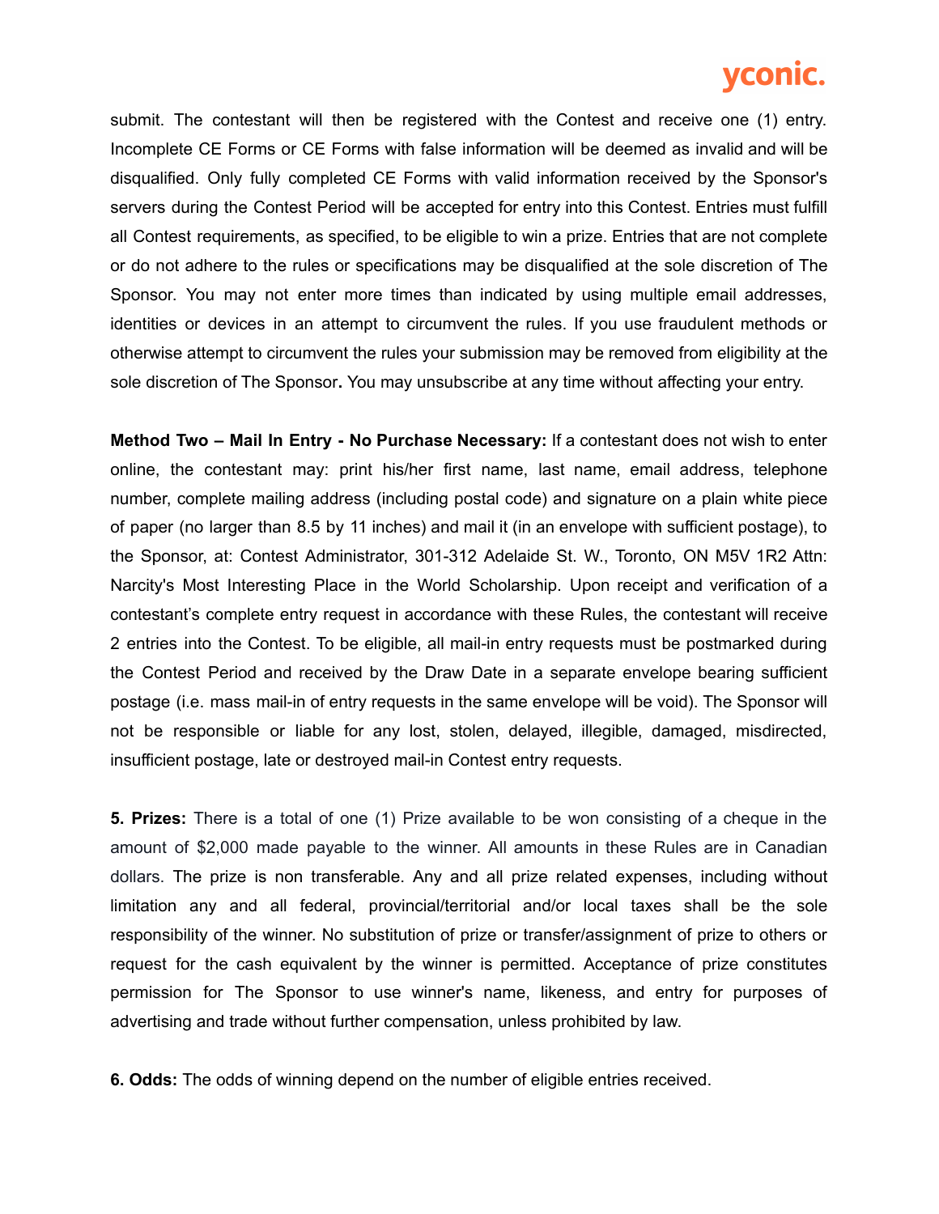submit. The contestant will then be registered with the Contest and receive one (1) entry. Incomplete CE Forms or CE Forms with false information will be deemed as invalid and will be disqualified. Only fully completed CE Forms with valid information received by the Sponsor's servers during the Contest Period will be accepted for entry into this Contest. Entries must fulfill all Contest requirements, as specified, to be eligible to win a prize. Entries that are not complete or do not adhere to the rules or specifications may be disqualified at the sole discretion of The Sponsor. You may not enter more times than indicated by using multiple email addresses, identities or devices in an attempt to circumvent the rules. If you use fraudulent methods or otherwise attempt to circumvent the rules your submission may be removed from eligibility at the sole discretion of The Sponsor**.** You may unsubscribe at any time without affecting your entry.

**Method Two – Mail In Entry - No Purchase Necessary:** If a contestant does not wish to enter online, the contestant may: print his/her first name, last name, email address, telephone number, complete mailing address (including postal code) and signature on a plain white piece of paper (no larger than 8.5 by 11 inches) and mail it (in an envelope with sufficient postage), to the Sponsor, at: Contest Administrator, 301-312 Adelaide St. W., Toronto, ON M5V 1R2 Attn: Narcity's Most Interesting Place in the World Scholarship. Upon receipt and verification of a contestant's complete entry request in accordance with these Rules, the contestant will receive 2 entries into the Contest. To be eligible, all mail-in entry requests must be postmarked during the Contest Period and received by the Draw Date in a separate envelope bearing sufficient postage (i.e. mass mail-in of entry requests in the same envelope will be void). The Sponsor will not be responsible or liable for any lost, stolen, delayed, illegible, damaged, misdirected, insufficient postage, late or destroyed mail-in Contest entry requests.

**5. Prizes:** There is a total of one (1) Prize available to be won consisting of a cheque in the amount of $2,000 made payable to the winner. All amounts in these Rules are in Canadian dollars. The prize is non transferable. Any and all prize related expenses, including without limitation any and all federal, provincial/territorial and/or local taxes shall be the sole responsibility of the winner. No substitution of prize or transfer/assignment of prize to others or request for the cash equivalent by the winner is permitted. Acceptance of prize constitutes permission for The Sponsor to use winner's name, likeness, and entry for purposes of advertising and trade without further compensation, unless prohibited by law.

**6. Odds:** The odds of winning depend on the number of eligible entries received.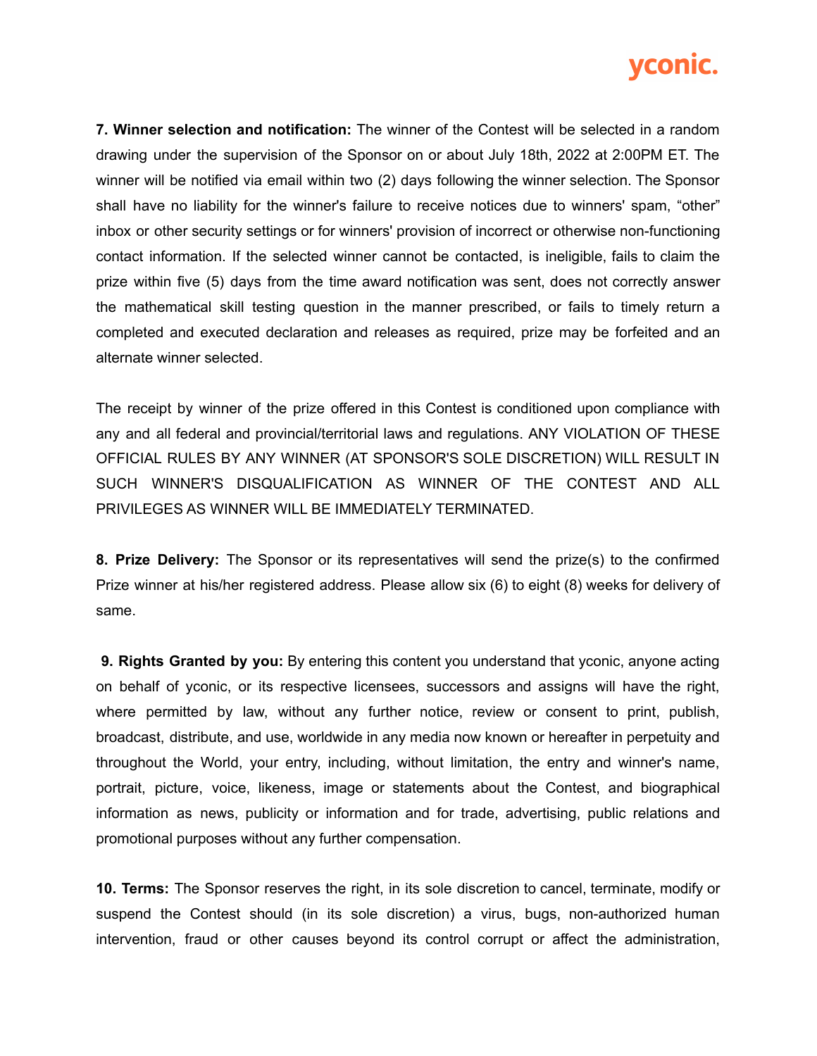**7. Winner selection and notification:** The winner of the Contest will be selected in a random drawing under the supervision of the Sponsor on or about July 18th, 2022 at 2:00PM ET. The winner will be notified via email within two (2) days following the winner selection. The Sponsor shall have no liability for the winner's failure to receive notices due to winners' spam, “other” inbox or other security settings or for winners' provision of incorrect or otherwise non-functioning contact information. If the selected winner cannot be contacted, is ineligible, fails to claim the prize within five (5) days from the time award notification was sent, does not correctly answer the mathematical skill testing question in the manner prescribed, or fails to timely return a completed and executed declaration and releases as required, prize may be forfeited and an alternate winner selected.

The receipt by winner of the prize offered in this Contest is conditioned upon compliance with any and all federal and provincial/territorial laws and regulations. ANY VIOLATION OF THESE OFFICIAL RULES BY ANY WINNER (AT SPONSOR'S SOLE DISCRETION) WILL RESULT IN SUCH WINNER'S DISQUALIFICATION AS WINNER OF THE CONTEST AND ALL PRIVILEGES AS WINNER WILL BE IMMEDIATELY TERMINATED.

**8. Prize Delivery:** The Sponsor or its representatives will send the prize(s) to the confirmed Prize winner at his/her registered address. Please allow six (6) to eight (8) weeks for delivery of same.

**9. Rights Granted by you:** By entering this content you understand that yconic, anyone acting on behalf of yconic, or its respective licensees, successors and assigns will have the right, where permitted by law, without any further notice, review or consent to print, publish, broadcast, distribute, and use, worldwide in any media now known or hereafter in perpetuity and throughout the World, your entry, including, without limitation, the entry and winner's name, portrait, picture, voice, likeness, image or statements about the Contest, and biographical information as news, publicity or information and for trade, advertising, public relations and promotional purposes without any further compensation.

**10. Terms:** The Sponsor reserves the right, in its sole discretion to cancel, terminate, modify or suspend the Contest should (in its sole discretion) a virus, bugs, non-authorized human intervention, fraud or other causes beyond its control corrupt or affect the administration,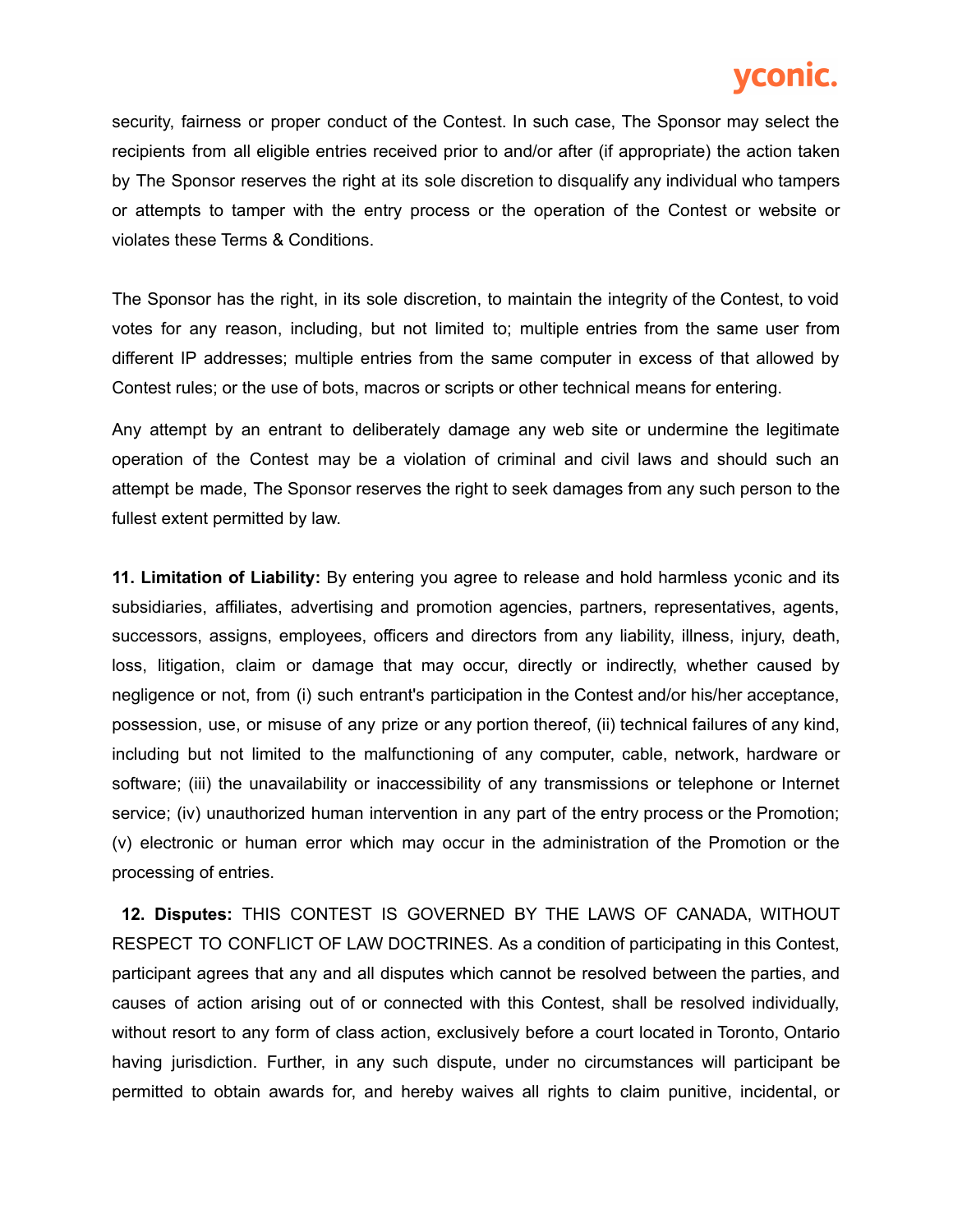security, fairness or proper conduct of the Contest. In such case, The Sponsor may select the recipients from all eligible entries received prior to and/or after (if appropriate) the action taken by The Sponsor reserves the right at its sole discretion to disqualify any individual who tampers or attempts to tamper with the entry process or the operation of the Contest or website or violates these Terms & Conditions.

The Sponsor has the right, in its sole discretion, to maintain the integrity of the Contest, to void votes for any reason, including, but not limited to; multiple entries from the same user from different IP addresses; multiple entries from the same computer in excess of that allowed by Contest rules; or the use of bots, macros or scripts or other technical means for entering.

Any attempt by an entrant to deliberately damage any web site or undermine the legitimate operation of the Contest may be a violation of criminal and civil laws and should such an attempt be made, The Sponsor reserves the right to seek damages from any such person to the fullest extent permitted by law.

**11. Limitation of Liability:** By entering you agree to release and hold harmless yconic and its subsidiaries, affiliates, advertising and promotion agencies, partners, representatives, agents, successors, assigns, employees, officers and directors from any liability, illness, injury, death, loss, litigation, claim or damage that may occur, directly or indirectly, whether caused by negligence or not, from (i) such entrant's participation in the Contest and/or his/her acceptance, possession, use, or misuse of any prize or any portion thereof, (ii) technical failures of any kind, including but not limited to the malfunctioning of any computer, cable, network, hardware or software; (iii) the unavailability or inaccessibility of any transmissions or telephone or Internet service; (iv) unauthorized human intervention in any part of the entry process or the Promotion; (v) electronic or human error which may occur in the administration of the Promotion or the processing of entries.

**12. Disputes:** THIS CONTEST IS GOVERNED BY THE LAWS OF CANADA, WITHOUT RESPECT TO CONFLICT OF LAW DOCTRINES. As a condition of participating in this Contest, participant agrees that any and all disputes which cannot be resolved between the parties, and causes of action arising out of or connected with this Contest, shall be resolved individually, without resort to any form of class action, exclusively before a court located in Toronto, Ontario having jurisdiction. Further, in any such dispute, under no circumstances will participant be permitted to obtain awards for, and hereby waives all rights to claim punitive, incidental, or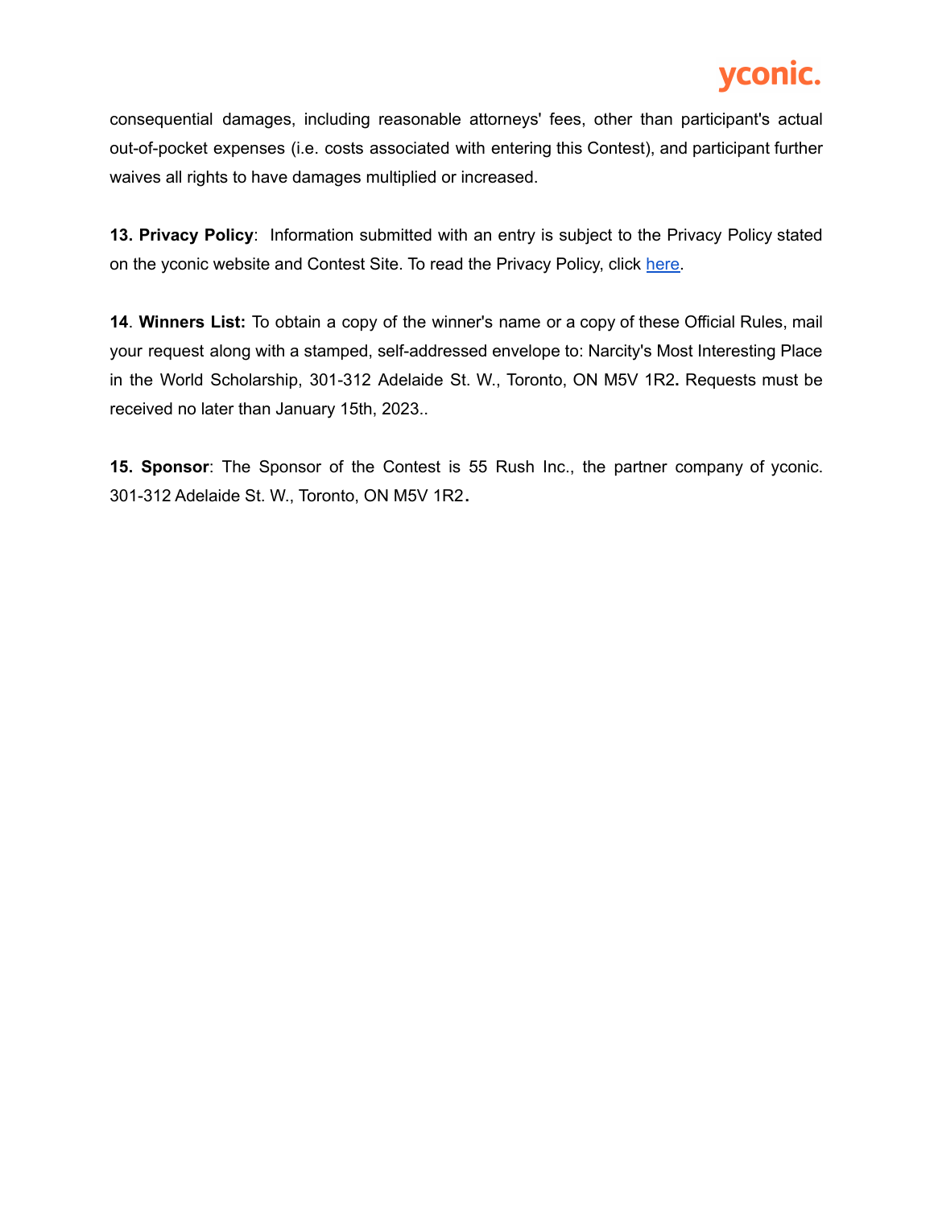consequential damages, including reasonable attorneys' fees, other than participant's actual out-of-pocket expenses (i.e. costs associated with entering this Contest), and participant further waives all rights to have damages multiplied or increased.

**13. Privacy Policy**: Information submitted with an entry is subject to the Privacy Policy stated on the yconic website and Contest Site. To read the Privacy Policy, click here.

**14**. **Winners List:** To obtain a copy of the winner's name or a copy of these Official Rules, mail your request along with a stamped, self-addressed envelope to: Narcity's Most Interesting Place in the World Scholarship, 301-312 Adelaide St. W., Toronto, ON M5V 1R2**.** Requests must be received no later than January 15th, 2023..

**15. Sponsor**: The Sponsor of the Contest is 55 Rush Inc., the partner company of yconic. 301-312 Adelaide St. W., Toronto, ON M5V 1R2**.**